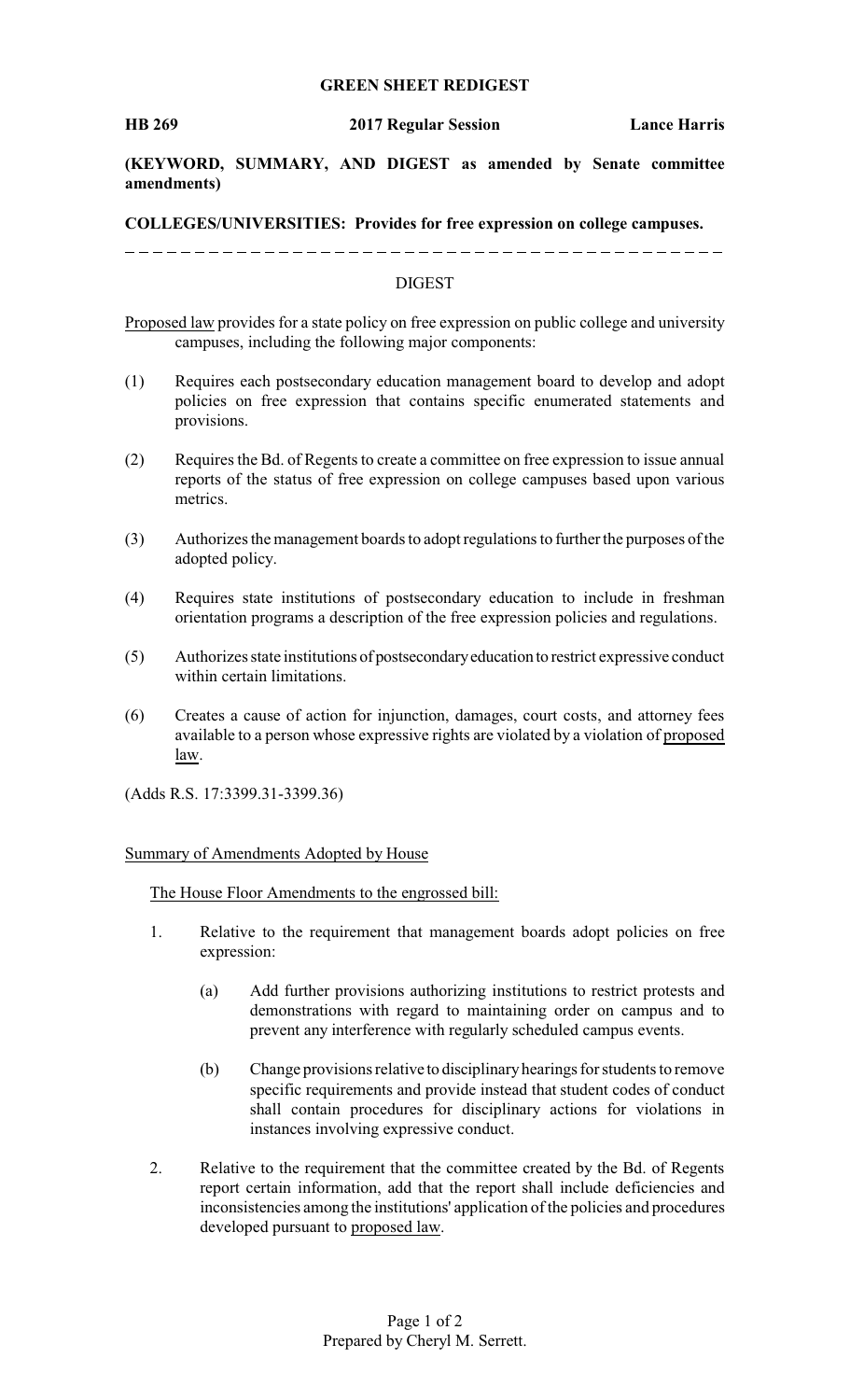## GREEN SHEET REDIGEST

**HB 269** **2017 Regular Session** **Lance Harris**

**(KEYWORD, SUMMARY, AND DIGEST as amended by Senate committee amendments)**

**COLLEGES/UNIVERSITIES: Provides for free expression on college campuses.**

---

### DIGEST

Proposed law provides for a state policy on free expression on public college and university campuses, including the following major components:

(1) Requires each postsecondary education management board to develop and adopt policies on free expression that contains specific enumerated statements and provisions.

(2) Requires the Bd. of Regents to create a committee on free expression to issue annual reports of the status of free expression on college campuses based upon various metrics.

(3) Authorizes the management boards to adopt regulations to further the purposes of the adopted policy.

(4) Requires state institutions of postsecondary education to include in freshman orientation programs a description of the free expression policies and regulations.

(5) Authorizes state institutions of postsecondary education to restrict expressive conduct within certain limitations.

(6) Creates a cause of action for injunction, damages, court costs, and attorney fees available to a person whose expressive rights are violated by a violation of proposed law.

(Adds R.S. 17:3399.31-3399.36)

Summary of Amendments Adopted by House

The House Floor Amendments to the engrossed bill:

1. Relative to the requirement that management boards adopt policies on free expression:

   (a) Add further provisions authorizing institutions to restrict protests and demonstrations with regard to maintaining order on campus and to prevent any interference with regularly scheduled campus events.

   (b) Change provisions relative to disciplinary hearings for students to remove specific requirements and provide instead that student codes of conduct shall contain procedures for disciplinary actions for violations in instances involving expressive conduct.

2. Relative to the requirement that the committee created by the Bd. of Regents report certain information, add that the report shall include deficiencies and inconsistencies among the institutions' application of the policies and procedures developed pursuant to proposed law.

Prepared by Cheryl M. Serrett.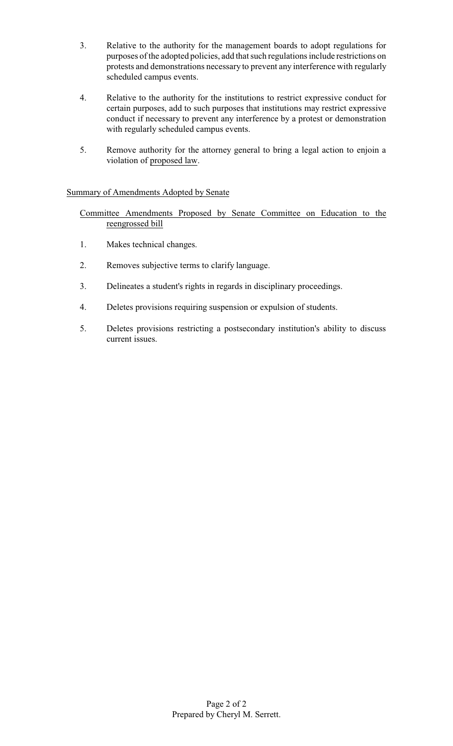3. Relative to the authority for the management boards to adopt regulations for purposes of the adopted policies, add that such regulations include restrictions on protests and demonstrations necessary to prevent any interference with regularly scheduled campus events.

4. Relative to the authority for the institutions to restrict expressive conduct for certain purposes, add to such purposes that institutions may restrict expressive conduct if necessary to prevent any interference by a protest or demonstration with regularly scheduled campus events.

5. Remove authority for the attorney general to bring a legal action to enjoin a violation of <u>proposed law</u>.

<u>Summary of Amendments Adopted by Senate</u>

<u>Committee Amendments Proposed by Senate Committee on Education to the reengrossed bill</u>

1. Makes technical changes.

2. Removes subjective terms to clarify language.

3. Delineates a student's rights in regards in disciplinary proceedings.

4. Deletes provisions requiring suspension or expulsion of students.

5. Deletes provisions restricting a postsecondary institution's ability to discuss current issues.

Prepared by Cheryl M. Serrett.